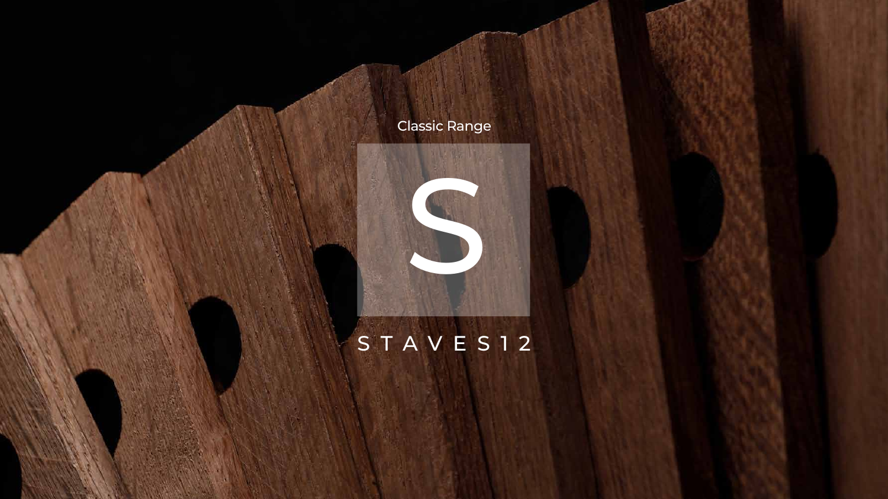Classic Range

# S

STAVES12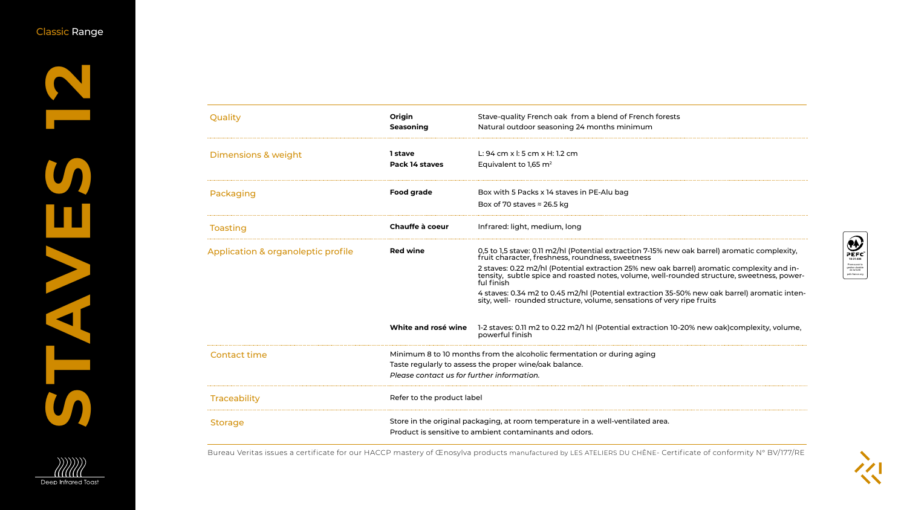Classic Range

# STAVES 12

Deep Infrared Toast

| | | |
|---|---|---|
| Quality | **Origin** | Stave-quality French oak from a blend of French forests |
| | **Seasoning** | Natural outdoor seasoning 24 months minimum |
| Dimensions & weight | **1 stave** | L: 94 cm x l: 5 cm x H: 1.2 cm |
| | **Pack 14 staves** | Equivalent to 1,65 m² |
| Packaging | **Food grade** | Box with 5 Packs x 14 staves in PE-Alu bag<br>Box of 70 staves ≈ 26.5 kg |
| Toasting | **Chauffe à coeur** | Infrared: light, medium, long |
| Application & organoleptic profile | **Red wine** | 0,5 to 1,5 stave: 0.11 m2/hl (Potential extraction 7-15% new oak barrel) aromatic complexity, fruit character, freshness, roundness, sweetness<br>2 staves: 0.22 m2/hl (Potential extraction 25% new oak barrel) aromatic complexity and intensity, subtle spice and roasted notes, volume, well-rounded structure, sweetness, powerful finish<br>4 staves: 0.34 m2 to 0.45 m2/hl (Potential extraction 35-50% new oak barrel) aromatic intensity, well- rounded structure, volume, sensations of very ripe fruits |
| | **White and rosé wine** | 1-2 staves: 0.11 m2 to 0.22 m2/1 hl (Potential extraction 10-20% new oak)complexity, volume, powerful finish |
| Contact time | Minimum 8 to 10 months from the alcoholic fermentation or during aging<br>Taste regularly to assess the proper wine/oak balance.<br>*Please contact us for further information.* | |
| Traceability | Refer to the product label | |
| Storage | Store in the original packaging, at room temperature in a well-ventilated area.<br>Product is sensitive to ambient contaminants and odors. | |

Bureau Veritas issues a certificate for our HACCP mastery of Œnosylva products manufactured by LES ATELIERS DU CHÊNE- Certificate of conformity N° BV/177/RE